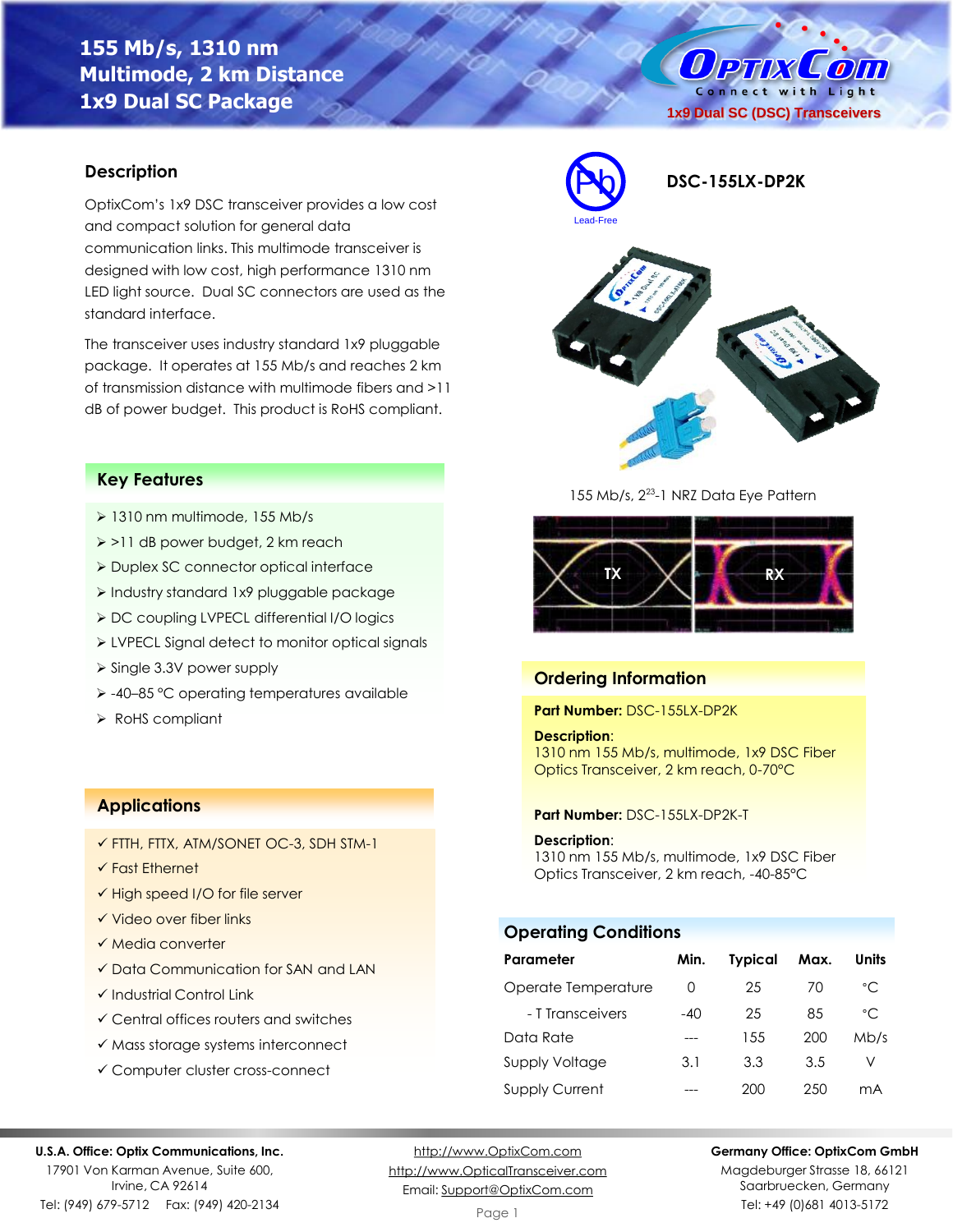# 155 Mb/s, 1310 nm Multimode, 2 km Distance 1x9 Dual SC Package

OptixCom — Connect with Light

1x9 Dual SC (DSC) Transceivers

Lead-Free

## DSC-155LX-DP2K

## Description

OptixCom's 1x9 DSC transceiver provides a low cost and compact solution for general data communication links. This multimode transceiver is designed with low cost, high performance 1310 nm LED light source. Dual SC connectors are used as the standard interface.

The transceiver uses industry standard 1x9 pluggable package. It operates at 155 Mb/s and reaches 2 km of transmission distance with multimode fibers and >11 dB of power budget. This product is RoHS compliant.

## Key Features

- 1310 nm multimode, 155 Mb/s
- >11 dB power budget, 2 km reach
- Duplex SC connector optical interface
- Industry standard 1x9 pluggable package
- DC coupling LVPECL differential I/O logics
- LVPECL Signal detect to monitor optical signals
- Single 3.3V power supply
- -40–85 °C operating temperatures available
- RoHS compliant

## Applications

- ✓ FTTH, FTTX, ATM/SONET OC-3, SDH STM-1
- ✓ Fast Ethernet
- ✓ High speed I/O for file server
- ✓ Video over fiber links
- ✓ Media converter
- ✓ Data Communication for SAN and LAN
- ✓ Industrial Control Link
- ✓ Central offices routers and switches
- ✓ Mass storage systems interconnect
- ✓ Computer cluster cross-connect

155 Mb/s, $2^{23}$-1 NRZ Data Eye Pattern

TX | RX

## Ordering Information

**Part Number:** DSC-155LX-DP2K

**Description**:
1310 nm 155 Mb/s, multimode, 1x9 DSC Fiber Optics Transceiver, 2 km reach, 0-70°C

**Part Number:** DSC-155LX-DP2K-T

**Description**:
1310 nm 155 Mb/s, multimode, 1x9 DSC Fiber Optics Transceiver, 2 km reach, -40-85°C

## Operating Conditions

| Parameter | Min. | Typical | Max. | Units |
|---|---|---|---|---|
| Operate Temperature | 0 | 25 | 70 | °C |
| - T Transceivers | -40 | 25 | 85 | °C |
| Data Rate | --- | 155 | 200 | Mb/s |
| Supply Voltage | 3.1 | 3.3 | 3.5 | V |
| Supply Current | --- | 200 | 250 | mA |

**U.S.A. Office: Optix Communications, Inc.**
17901 Von Karman Avenue, Suite 600,
Irvine, CA 92614
Tel: (949) 679-5712 Fax: (949) 420-2134

http://www.OptixCom.com
http://www.OpticalTransceiver.com
Email: Support@OptixCom.com

**Germany Office: OptixCom GmbH**
Magdeburger Strasse 18, 66121
Saarbruecken, Germany
Tel: +49 (0)681 4013-5172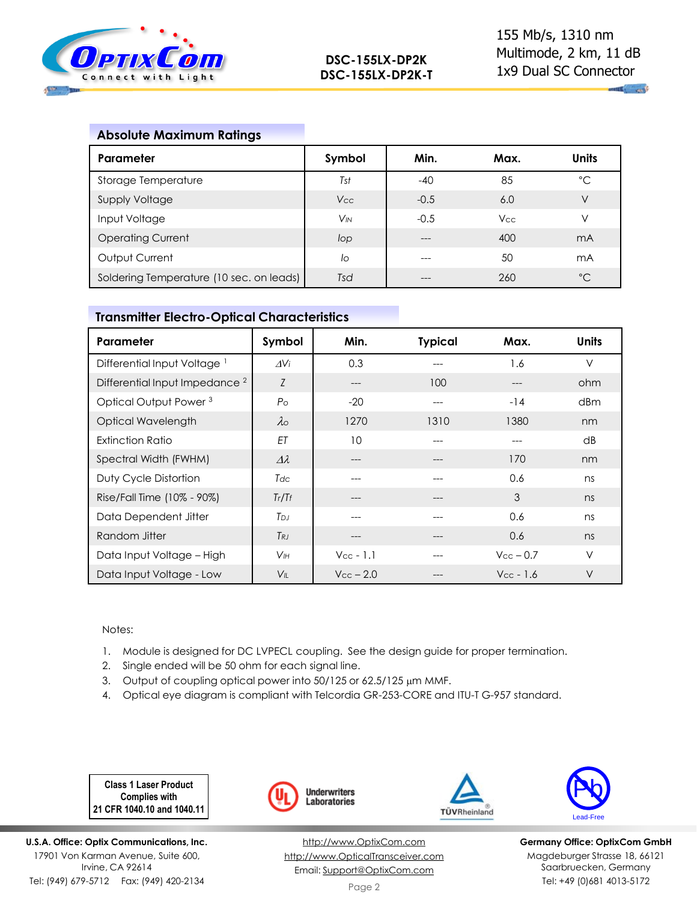## Absolute Maximum Ratings

| Parameter | Symbol | Min. | Max. | Units |
|---|---|---|---|---|
| Storage Temperature | $T_{st}$ | -40 | 85 | °C |
| Supply Voltage | $V_{CC}$ | -0.5 | 6.0 | V |
| Input Voltage | $V_{IN}$ | -0.5 | $V_{CC}$ | V |
| Operating Current | $I_{op}$ | --- | 400 | mA |
| Output Current | $I_o$ | --- | 50 | mA |
| Soldering Temperature (10 sec. on leads) | $T_{sd}$ | --- | 260 | °C |

## Transmitter Electro-Optical Characteristics

| Parameter | Symbol | Min. | Typical | Max. | Units |
|---|---|---|---|---|---|
| Differential Input Voltage [1] | $\Delta V_i$ | 0.3 | --- | 1.6 | V |
| Differential Input Impedance [2] | $Z$ | --- | 100 | --- | ohm |
| Optical Output Power [3] | $P_o$ | -20 | --- | -14 | dBm |
| Optical Wavelength | $\lambda_o$ | 1270 | 1310 | 1380 | nm |
| Extinction Ratio | $ET$ | 10 | --- | --- | dB |
| Spectral Width (FWHM) | $\Delta\lambda$ | --- | --- | 170 | nm |
| Duty Cycle Distortion | $T_{dc}$ | --- | --- | 0.6 | ns |
| Rise/Fall Time (10% - 90%) | $T_r/T_f$ | --- | --- | 3 | ns |
| Data Dependent Jitter | $T_{DJ}$ | --- | --- | 0.6 | ns |
| Random Jitter | $T_{RJ}$ | --- | --- | 0.6 | ns |
| Data Input Voltage – High | $V_{IH}$ | $V_{CC}$ - 1.1 | --- | $V_{CC}$ – 0.7 | V |
| Data Input Voltage - Low | $V_{IL}$ | $V_{CC}$ – 2.0 | --- | $V_{CC}$ - 1.6 | V |

Notes:

1. Module is designed for DC LVPECL coupling. See the design guide for proper termination.
2. Single ended will be 50 ohm for each signal line.
3. Output of coupling optical power into 50/125 or 62.5/125 µm MMF.
4. Optical eye diagram is compliant with Telcordia GR-253-CORE and ITU-T G-957 standard.

**Class 1 Laser Product Complies with 21 CFR 1040.10 and 1040.11**

Underwriters Laboratories | TÜVRheinland | Lead-Free

**U.S.A. Office: Optix Communications, Inc.**
17901 Von Karman Avenue, Suite 600,
Irvine, CA 92614
Tel: (949) 679-5712 Fax: (949) 420-2134

http://www.OptixCom.com
http://www.OpticalTransceiver.com
Email: Support@OptixCom.com

**Germany Office: OptixCom GmbH**
Magdeburger Strasse 18, 66121
Saarbruecken, Germany
Tel: +49 (0)681 4013-5172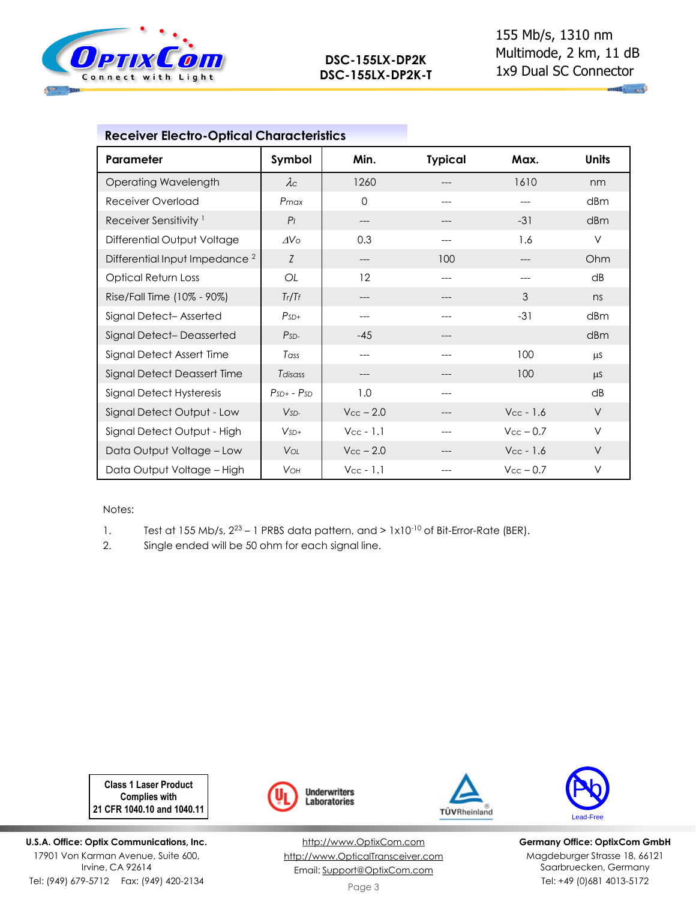## Receiver Electro-Optical Characteristics

| Parameter | Symbol | Min. | Typical | Max. | Units |
| --- | --- | --- | --- | --- | --- |
| Operating Wavelength | $\lambda_C$ | 1260 | --- | 1610 | nm |
| Receiver Overload | $P_{max}$ | 0 | --- | --- | dBm |
| Receiver Sensitivity [1] | $P_I$ | --- | --- | -31 | dBm |
| Differential Output Voltage | $\Delta V_O$ | 0.3 | --- | 1.6 | V |
| Differential Input Impedance [2] | $Z$ | --- | 100 | --- | Ohm |
| Optical Return Loss | $OL$ | 12 | --- | --- | dB |
| Rise/Fall Time (10% - 90%) | $T_r/T_f$ | --- | --- | 3 | ns |
| Signal Detect– Asserted | $P_{SD+}$ | --- | --- | -31 | dBm |
| Signal Detect– Deasserted | $P_{SD-}$ | -45 | --- | | dBm |
| Signal Detect Assert Time | $T_{ass}$ | --- | --- | 100 | µs |
| Signal Detect Deassert Time | $T_{disass}$ | --- | --- | 100 | µs |
| Signal Detect Hysteresis | $P_{SD+} - P_{SD}$ | 1.0 | --- | | dB |
| Signal Detect Output - Low | $V_{SD-}$ | $V_{CC}$ – 2.0 | --- | $V_{CC}$ - 1.6 | V |
| Signal Detect Output - High | $V_{SD+}$ | $V_{CC}$ - 1.1 | --- | $V_{CC}$ – 0.7 | V |
| Data Output Voltage – Low | $V_{OL}$ | $V_{CC}$ – 2.0 | --- | $V_{CC}$ - 1.6 | V |
| Data Output Voltage – High | $V_{OH}$ | $V_{CC}$ - 1.1 | --- | $V_{CC}$ – 0.7 | V |

Notes:

1. Test at 155 Mb/s, $2^{23} – 1$ PRBS data pattern, and > $1x10^{-10}$ of Bit-Error-Rate (BER).
2. Single ended will be 50 ohm for each signal line.

**Class 1 Laser Product Complies with 21 CFR 1040.10 and 1040.11**

Underwriters Laboratories

TÜVRheinland

Lead-Free

**U.S.A. Office: Optix Communications, Inc.**
17901 Von Karman Avenue, Suite 600,
Irvine, CA 92614
Tel: (949) 679-5712 Fax: (949) 420-2134

http://www.OptixCom.com
http://www.OpticalTransceiver.com
Email: Support@OptixCom.com

**Germany Office: OptixCom GmbH**
Magdeburger Strasse 18, 66121
Saarbruecken, Germany
Tel: +49 (0)681 4013-5172